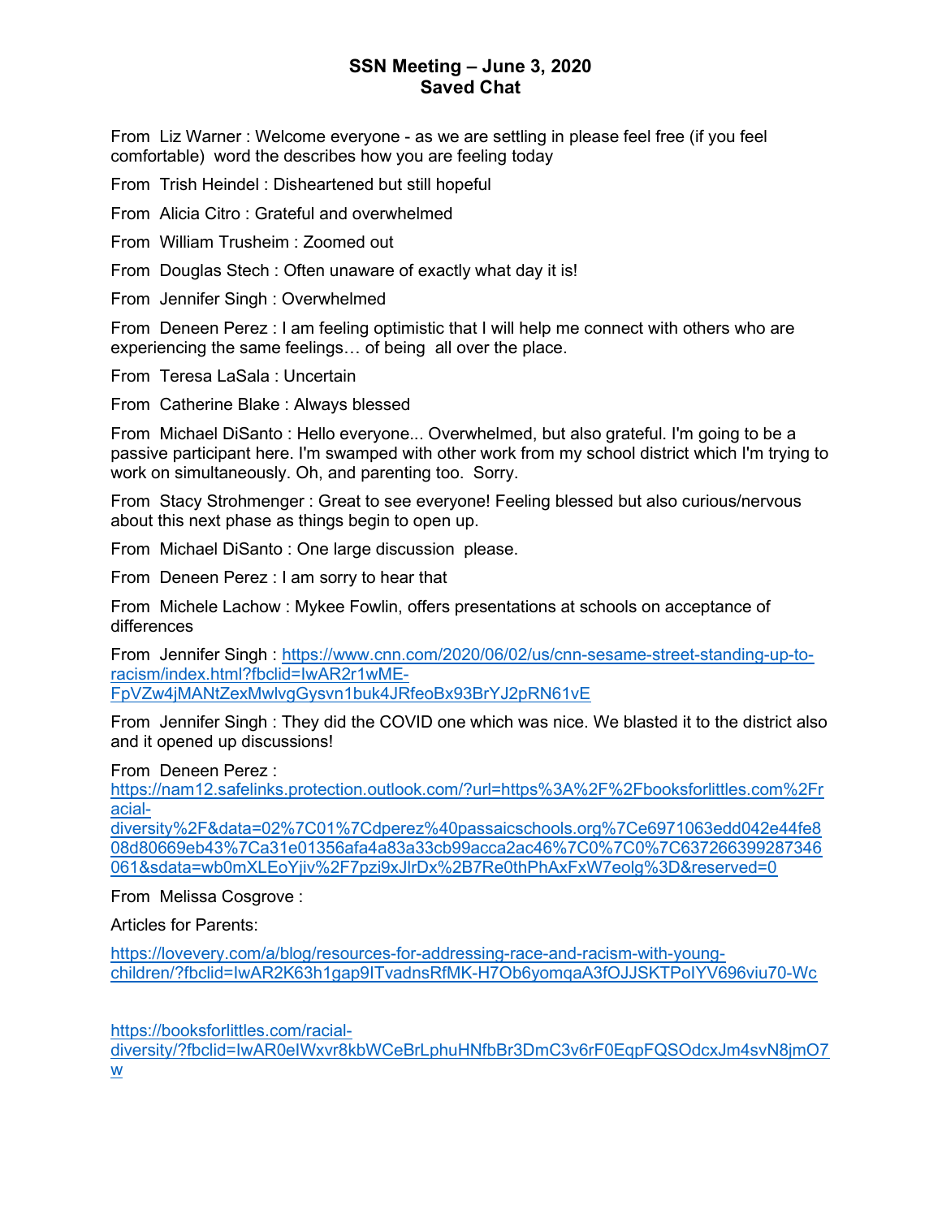# SSN Meeting – June 3, 2020
## Saved Chat

From Liz Warner : Welcome everyone - as we are settling in please feel free (if you feel comfortable) word the describes how you are feeling today

From Trish Heindel : Disheartened but still hopeful

From Alicia Citro : Grateful and overwhelmed

From William Trusheim : Zoomed out

From Douglas Stech : Often unaware of exactly what day it is!

From Jennifer Singh : Overwhelmed

From Deneen Perez : I am feeling optimistic that I will help me connect with others who are experiencing the same feelings… of being all over the place.

From Teresa LaSala : Uncertain

From Catherine Blake : Always blessed

From Michael DiSanto : Hello everyone... Overwhelmed, but also grateful. I'm going to be a passive participant here. I'm swamped with other work from my school district which I'm trying to work on simultaneously. Oh, and parenting too. Sorry.

From Stacy Strohmenger : Great to see everyone! Feeling blessed but also curious/nervous about this next phase as things begin to open up.

From Michael DiSanto : One large discussion please.

From Deneen Perez : I am sorry to hear that

From Michele Lachow : Mykee Fowlin, offers presentations at schools on acceptance of differences

From Jennifer Singh : https://www.cnn.com/2020/06/02/us/cnn-sesame-street-standing-up-to-racism/index.html?fbclid=IwAR2r1wME-FpVZw4jMANtZexMwlvgGysvn1buk4JRfeoBx93BrYJ2pRN61vE

From Jennifer Singh : They did the COVID one which was nice. We blasted it to the district also and it opened up discussions!

From Deneen Perez :
https://nam12.safelinks.protection.outlook.com/?url=https%3A%2F%2Fbooksforlittles.com%2Fracial-diversity%2F&data=02%7C01%7Cdperez%40passaicschools.org%7Ce6971063edd042e44fe808d80669eb43%7Ca31e01356afa4a83a33cb99acca2ac46%7C0%7C0%7C637266399287346061&sdata=wb0mXLEoYjiv%2F7pzi9xJlrDx%2B7Re0thPhAxFxW7eolg%3D&reserved=0

From Melissa Cosgrove :

Articles for Parents:

https://lovevery.com/a/blog/resources-for-addressing-race-and-racism-with-young-children/?fbclid=IwAR2K63h1gap9ITvadnsRfMK-H7Ob6yomqaA3fOJJSKTPoIYV696viu70-Wc

https://booksforlittles.com/racial-diversity/?fbclid=IwAR0eIWxvr8kbWCeBrLphuHNfbBr3DmC3v6rF0EqpFQSOdcxJm4svN8jmO7w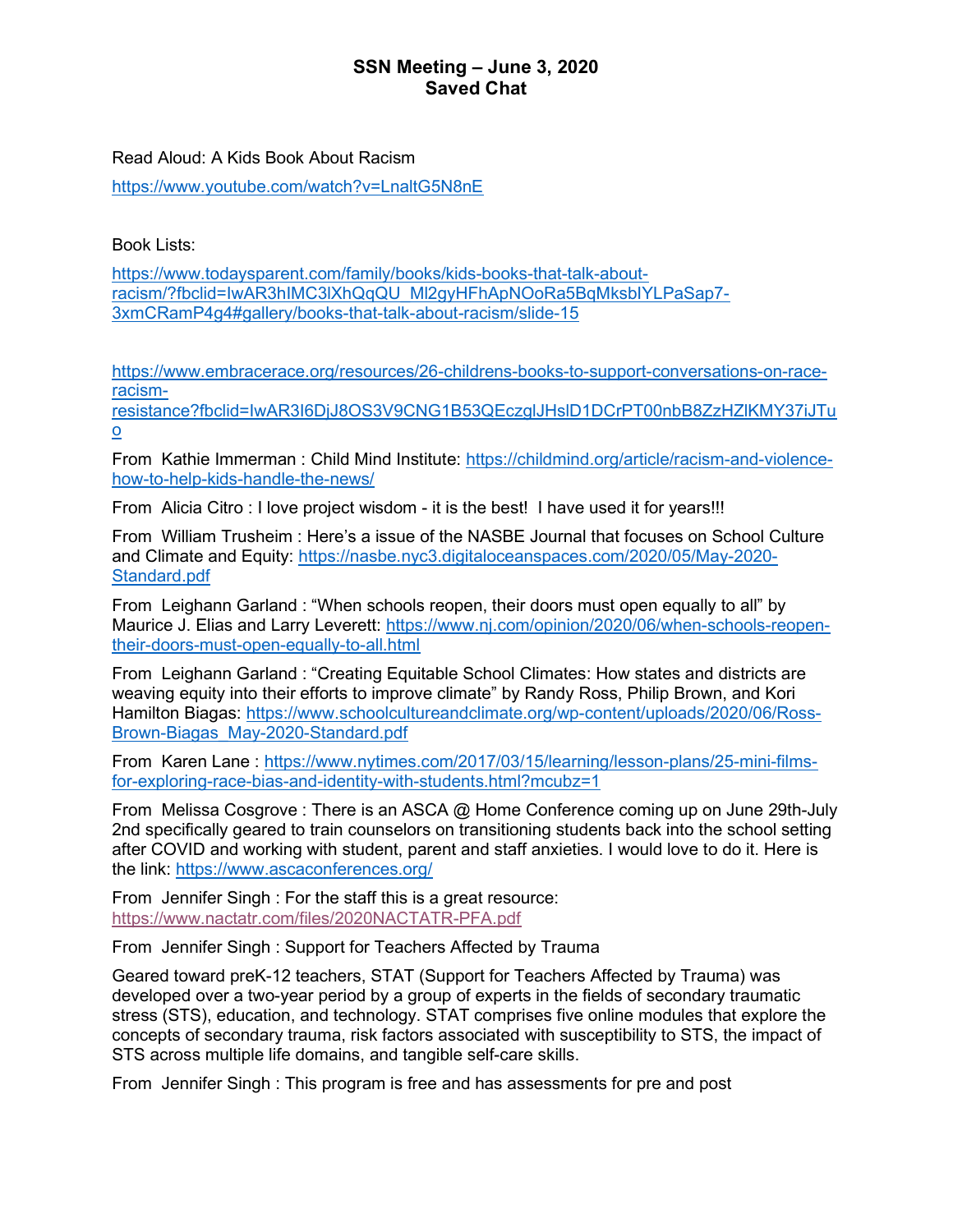# SSN Meeting – June 3, 2020
# Saved Chat

Read Aloud: A Kids Book About Racism

https://www.youtube.com/watch?v=LnaltG5N8nE

Book Lists:

https://www.todaysparent.com/family/books/kids-books-that-talk-about-racism/?fbclid=IwAR3hIMC3lXhQqQU_Ml2gyHFhApNOoRa5BqMksbIYLPaSap7-3xmCRamP4g4#gallery/books-that-talk-about-racism/slide-15

https://www.embracerace.org/resources/26-childrens-books-to-support-conversations-on-race-racism-resistance?fbclid=IwAR3I6DjJ8OS3V9CNG1B53QEczglJHslD1DCrPT00nbB8ZzHZlKMY37iJTuo

From Kathie Immerman : Child Mind Institute: https://childmind.org/article/racism-and-violence-how-to-help-kids-handle-the-news/

From Alicia Citro : I love project wisdom - it is the best! I have used it for years!!!

From William Trusheim : Here's a issue of the NASBE Journal that focuses on School Culture and Climate and Equity: https://nasbe.nyc3.digitaloceanspaces.com/2020/05/May-2020-Standard.pdf

From Leighann Garland : "When schools reopen, their doors must open equally to all" by Maurice J. Elias and Larry Leverett: https://www.nj.com/opinion/2020/06/when-schools-reopen-their-doors-must-open-equally-to-all.html

From Leighann Garland : "Creating Equitable School Climates: How states and districts are weaving equity into their efforts to improve climate" by Randy Ross, Philip Brown, and Kori Hamilton Biagas: https://www.schoolcultureandclimate.org/wp-content/uploads/2020/06/Ross-Brown-Biagas_May-2020-Standard.pdf

From Karen Lane : https://www.nytimes.com/2017/03/15/learning/lesson-plans/25-mini-films-for-exploring-race-bias-and-identity-with-students.html?mcubz=1

From Melissa Cosgrove : There is an ASCA @ Home Conference coming up on June 29th-July 2nd specifically geared to train counselors on transitioning students back into the school setting after COVID and working with student, parent and staff anxieties. I would love to do it. Here is the link: https://www.ascaconferences.org/

From Jennifer Singh : For the staff this is a great resource: https://www.nactatr.com/files/2020NACTATR-PFA.pdf

From Jennifer Singh : Support for Teachers Affected by Trauma

Geared toward preK-12 teachers, STAT (Support for Teachers Affected by Trauma) was developed over a two-year period by a group of experts in the fields of secondary traumatic stress (STS), education, and technology. STAT comprises five online modules that explore the concepts of secondary trauma, risk factors associated with susceptibility to STS, the impact of STS across multiple life domains, and tangible self-care skills.

From Jennifer Singh : This program is free and has assessments for pre and post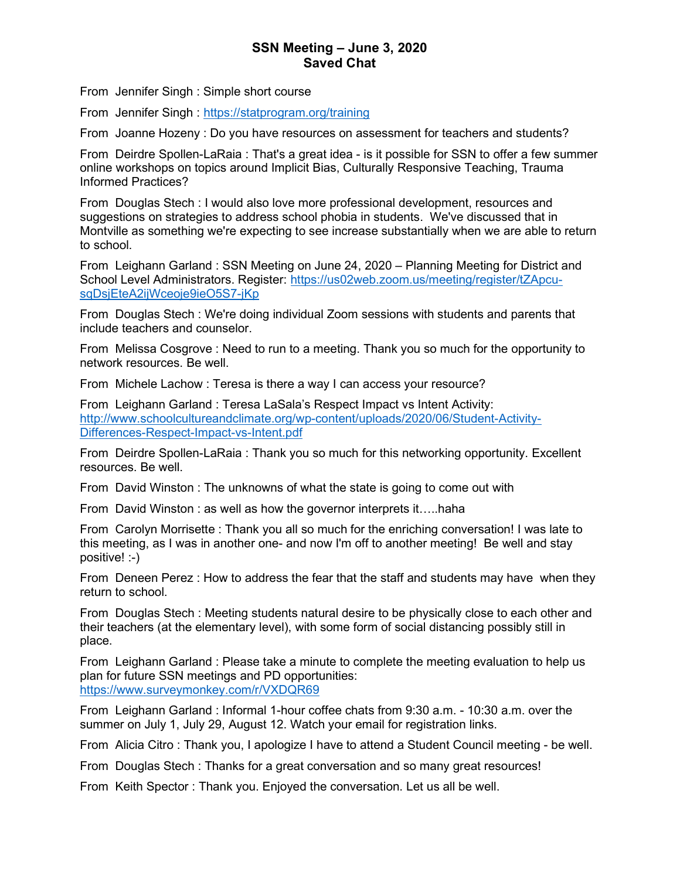# SSN Meeting – June 3, 2020
## Saved Chat

From Jennifer Singh : Simple short course

From Jennifer Singh : https://statprogram.org/training

From Joanne Hozeny : Do you have resources on assessment for teachers and students?

From Deirdre Spollen-LaRaia : That's a great idea - is it possible for SSN to offer a few summer online workshops on topics around Implicit Bias, Culturally Responsive Teaching, Trauma Informed Practices?

From Douglas Stech : I would also love more professional development, resources and suggestions on strategies to address school phobia in students. We've discussed that in Montville as something we're expecting to see increase substantially when we are able to return to school.

From Leighann Garland : SSN Meeting on June 24, 2020 – Planning Meeting for District and School Level Administrators. Register: https://us02web.zoom.us/meeting/register/tZApcu-sqDsjEteA2ijWceoje9ieO5S7-jKp

From Douglas Stech : We're doing individual Zoom sessions with students and parents that include teachers and counselor.

From Melissa Cosgrove : Need to run to a meeting. Thank you so much for the opportunity to network resources. Be well.

From Michele Lachow : Teresa is there a way I can access your resource?

From Leighann Garland : Teresa LaSala's Respect Impact vs Intent Activity: http://www.schoolcultureandclimate.org/wp-content/uploads/2020/06/Student-Activity-Differences-Respect-Impact-vs-Intent.pdf

From Deirdre Spollen-LaRaia : Thank you so much for this networking opportunity. Excellent resources. Be well.

From David Winston : The unknowns of what the state is going to come out with

From David Winston : as well as how the governor interprets it.....haha

From Carolyn Morrisette : Thank you all so much for the enriching conversation! I was late to this meeting, as I was in another one- and now I'm off to another meeting! Be well and stay positive! :-)

From Deneen Perez : How to address the fear that the staff and students may have when they return to school.

From Douglas Stech : Meeting students natural desire to be physically close to each other and their teachers (at the elementary level), with some form of social distancing possibly still in place.

From Leighann Garland : Please take a minute to complete the meeting evaluation to help us plan for future SSN meetings and PD opportunities: https://www.surveymonkey.com/r/VXDQR69

From Leighann Garland : Informal 1-hour coffee chats from 9:30 a.m. - 10:30 a.m. over the summer on July 1, July 29, August 12. Watch your email for registration links.

From Alicia Citro : Thank you, I apologize I have to attend a Student Council meeting - be well.

From Douglas Stech : Thanks for a great conversation and so many great resources!

From Keith Spector : Thank you. Enjoyed the conversation. Let us all be well.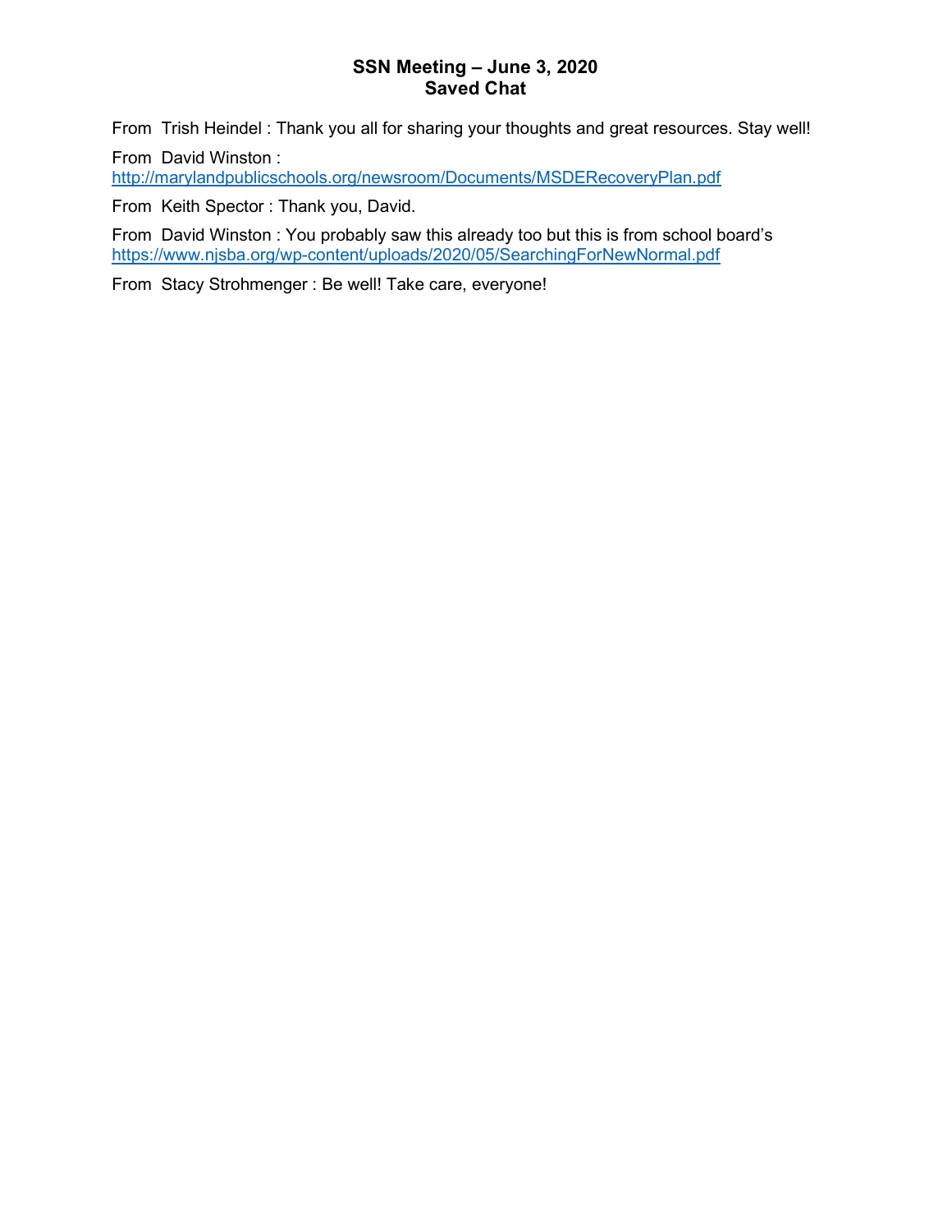# SSN Meeting – June 3, 2020
## Saved Chat

From  Trish Heindel : Thank you all for sharing your thoughts and great resources. Stay well!

From  David Winston : http://marylandpublicschools.org/newsroom/Documents/MSDERecoveryPlan.pdf

From  Keith Spector : Thank you, David.

From  David Winston : You probably saw this already too but this is from school board's https://www.njsba.org/wp-content/uploads/2020/05/SearchingForNewNormal.pdf

From  Stacy Strohmenger : Be well! Take care, everyone!